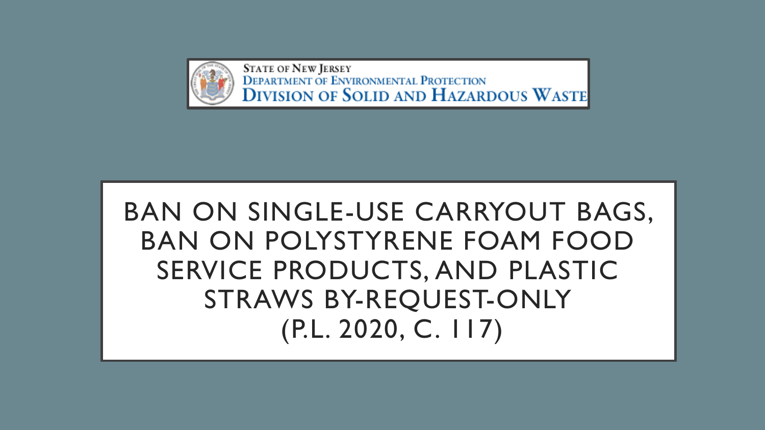STATE OF NEW JERSEY
DEPARTMENT OF ENVIRONMENTAL PROTECTION
DIVISION OF SOLID AND HAZARDOUS WASTE

# BAN ON SINGLE-USE CARRYOUT BAGS, BAN ON POLYSTYRENE FOAM FOOD SERVICE PRODUCTS, AND PLASTIC STRAWS BY-REQUEST-ONLY (P.L. 2020, C. 117)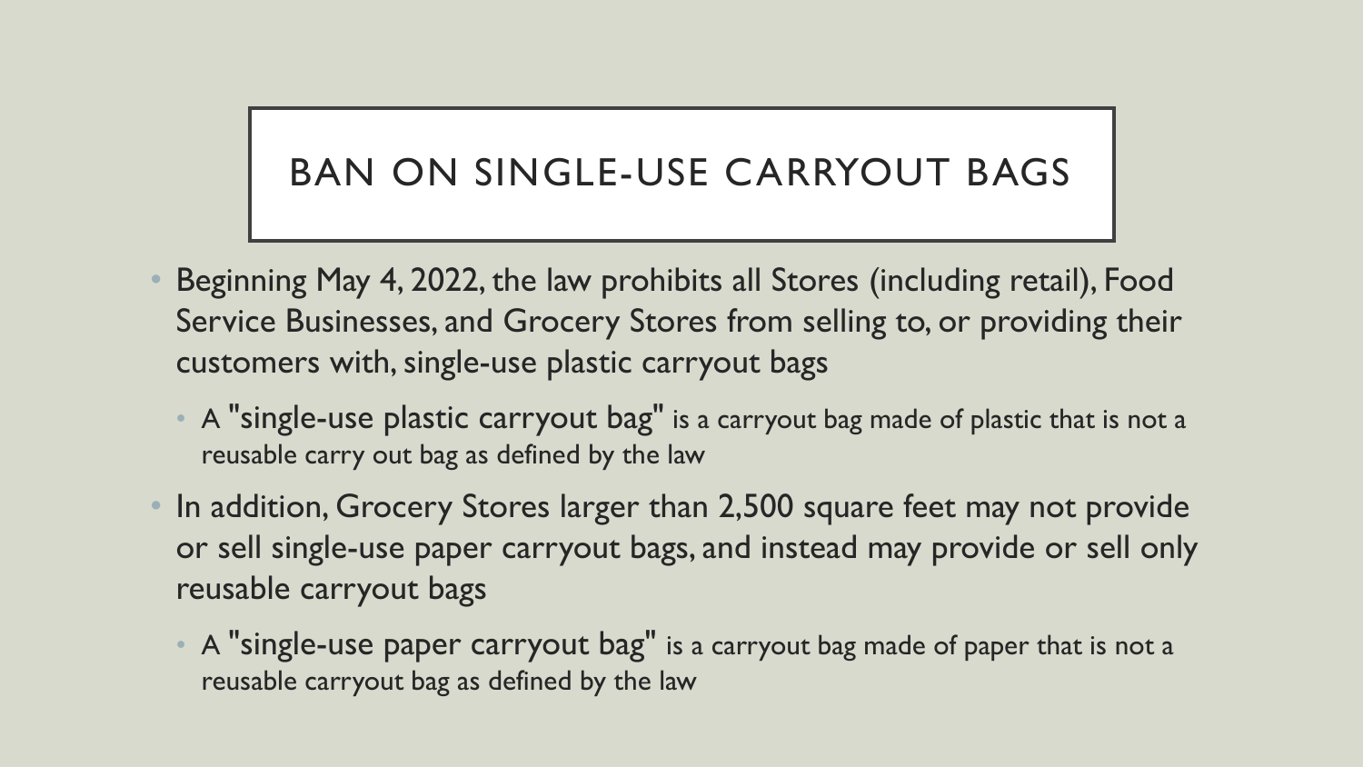# BAN ON SINGLE-USE CARRYOUT BAGS

- Beginning May 4, 2022, the law prohibits all Stores (including retail), Food Service Businesses, and Grocery Stores from selling to, or providing their customers with, single-use plastic carryout bags
  - A "single-use plastic carryout bag" is a carryout bag made of plastic that is not a reusable carry out bag as defined by the law
- In addition, Grocery Stores larger than 2,500 square feet may not provide or sell single-use paper carryout bags, and instead may provide or sell only reusable carryout bags
  - A "single-use paper carryout bag" is a carryout bag made of paper that is not a reusable carryout bag as defined by the law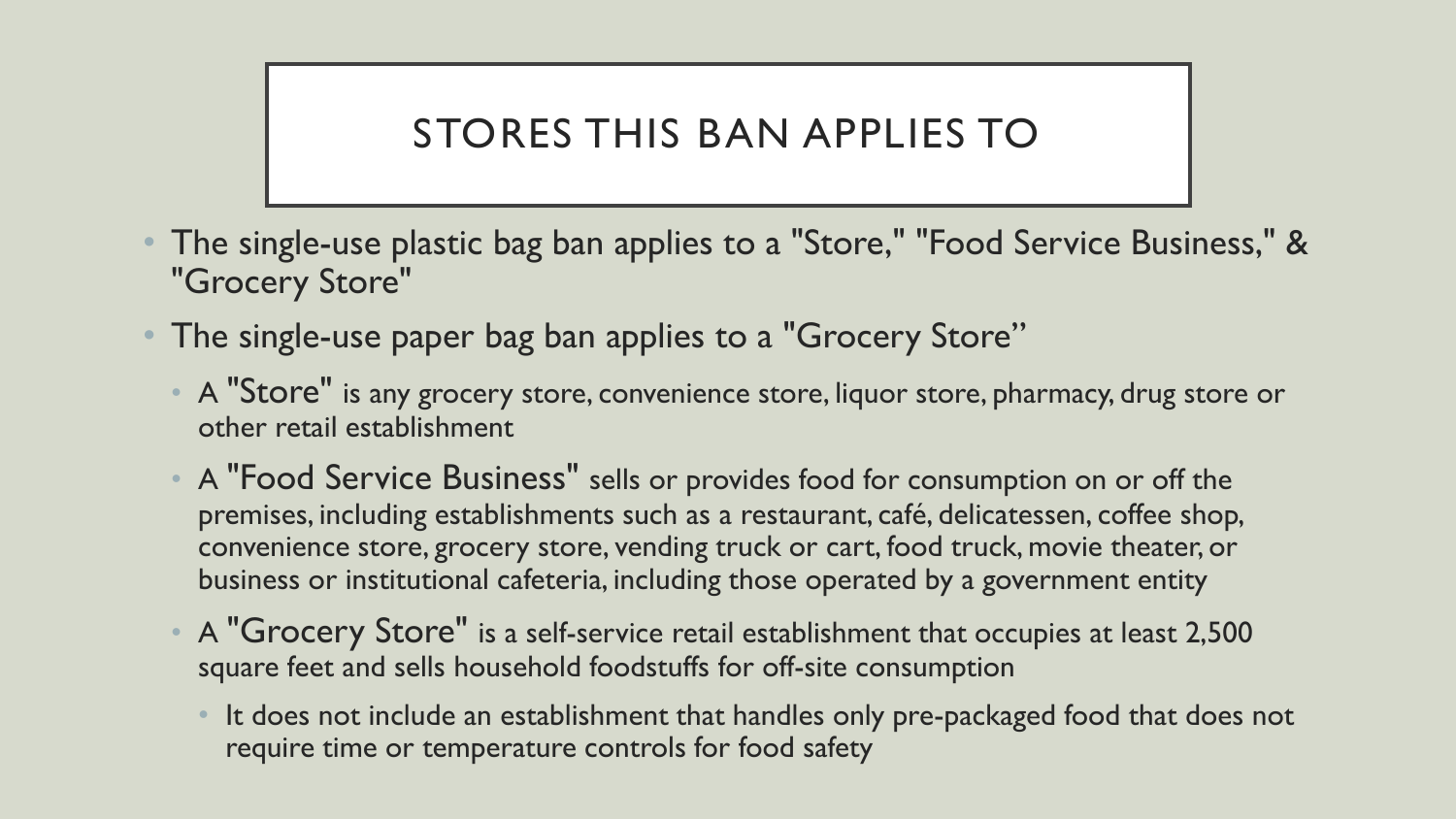# STORES THIS BAN APPLIES TO

- The single-use plastic bag ban applies to a "Store," "Food Service Business," & "Grocery Store"
- The single-use paper bag ban applies to a "Grocery Store"
  - A "Store" is any grocery store, convenience store, liquor store, pharmacy, drug store or other retail establishment
  - A "Food Service Business" sells or provides food for consumption on or off the premises, including establishments such as a restaurant, café, delicatessen, coffee shop, convenience store, grocery store, vending truck or cart, food truck, movie theater, or business or institutional cafeteria, including those operated by a government entity
  - A "Grocery Store" is a self-service retail establishment that occupies at least 2,500 square feet and sells household foodstuffs for off-site consumption
    - It does not include an establishment that handles only pre-packaged food that does not require time or temperature controls for food safety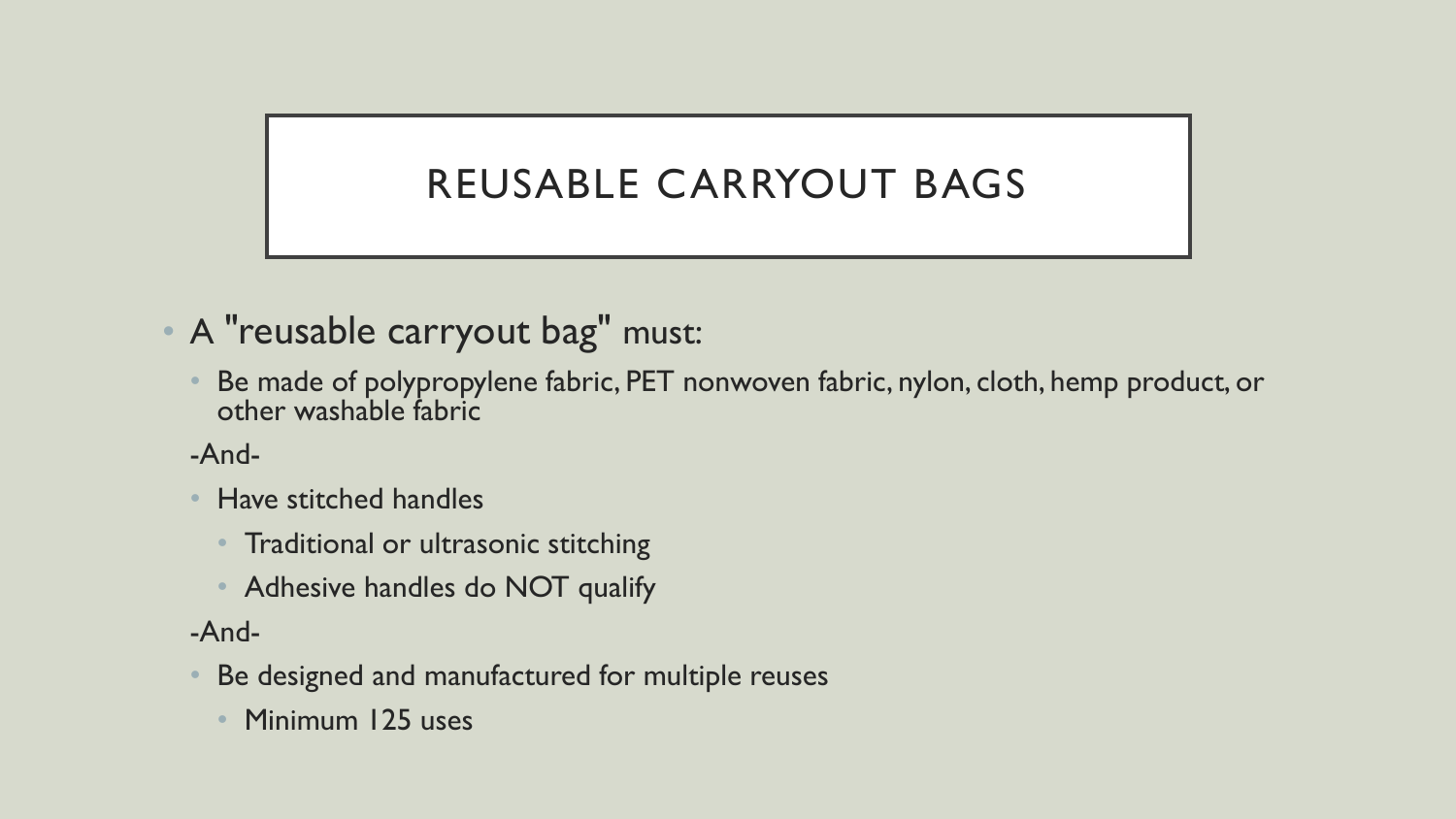# REUSABLE CARRYOUT BAGS

- A "reusable carryout bag" must:
  - Be made of polypropylene fabric, PET nonwoven fabric, nylon, cloth, hemp product, or other washable fabric

  -And-

  - Have stitched handles
    - Traditional or ultrasonic stitching
    - Adhesive handles do NOT qualify

  -And-

  - Be designed and manufactured for multiple reuses
    - Minimum 125 uses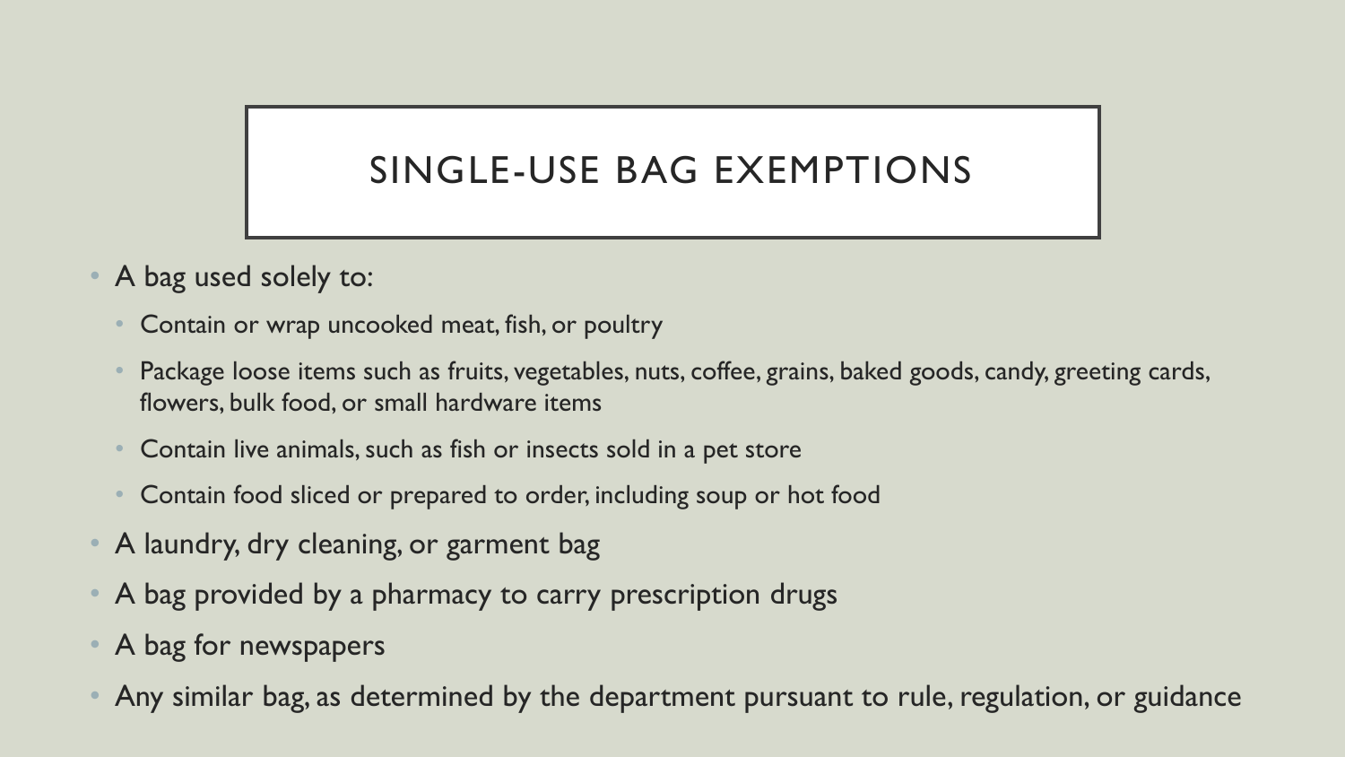# SINGLE-USE BAG EXEMPTIONS

- A bag used solely to:
  - Contain or wrap uncooked meat, fish, or poultry
  - Package loose items such as fruits, vegetables, nuts, coffee, grains, baked goods, candy, greeting cards, flowers, bulk food, or small hardware items
  - Contain live animals, such as fish or insects sold in a pet store
  - Contain food sliced or prepared to order, including soup or hot food
- A laundry, dry cleaning, or garment bag
- A bag provided by a pharmacy to carry prescription drugs
- A bag for newspapers
- Any similar bag, as determined by the department pursuant to rule, regulation, or guidance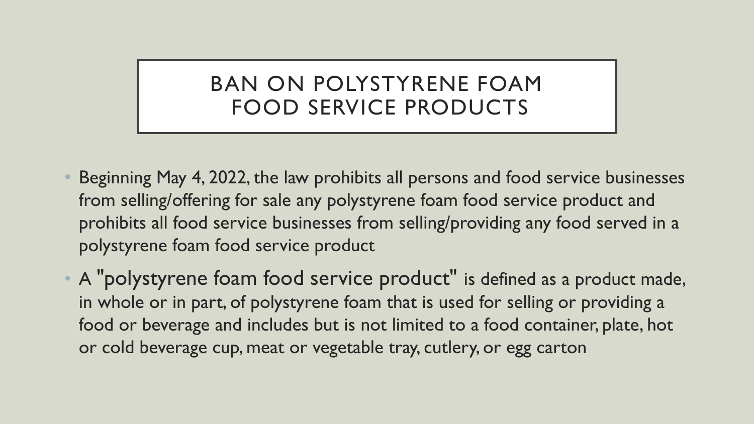# BAN ON POLYSTYRENE FOAM FOOD SERVICE PRODUCTS

- Beginning May 4, 2022, the law prohibits all persons and food service businesses from selling/offering for sale any polystyrene foam food service product and prohibits all food service businesses from selling/providing any food served in a polystyrene foam food service product
- A "polystyrene foam food service product" is defined as a product made, in whole or in part, of polystyrene foam that is used for selling or providing a food or beverage and includes but is not limited to a food container, plate, hot or cold beverage cup, meat or vegetable tray, cutlery, or egg carton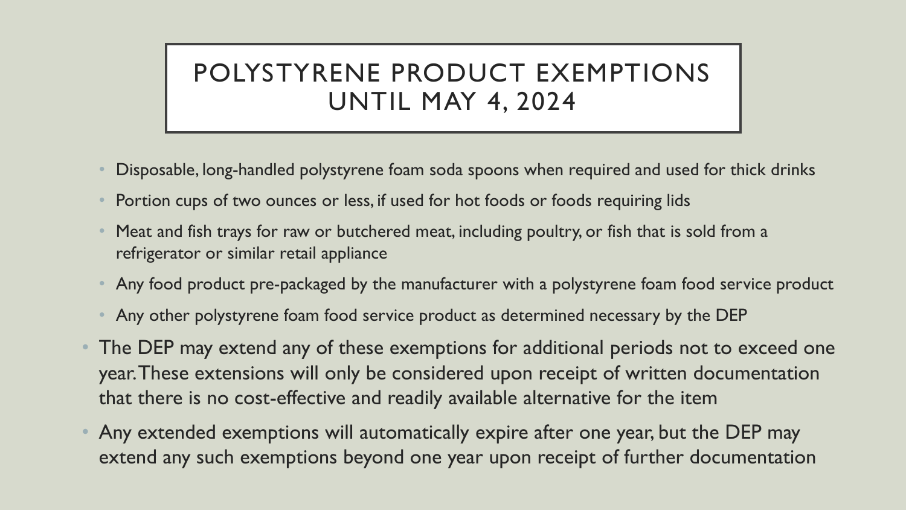# POLYSTYRENE PRODUCT EXEMPTIONS UNTIL MAY 4, 2024

- Disposable, long-handled polystyrene foam soda spoons when required and used for thick drinks
- Portion cups of two ounces or less, if used for hot foods or foods requiring lids
- Meat and fish trays for raw or butchered meat, including poultry, or fish that is sold from a refrigerator or similar retail appliance
- Any food product pre-packaged by the manufacturer with a polystyrene foam food service product
- Any other polystyrene foam food service product as determined necessary by the DEP

- The DEP may extend any of these exemptions for additional periods not to exceed one year. These extensions will only be considered upon receipt of written documentation that there is no cost-effective and readily available alternative for the item
- Any extended exemptions will automatically expire after one year, but the DEP may extend any such exemptions beyond one year upon receipt of further documentation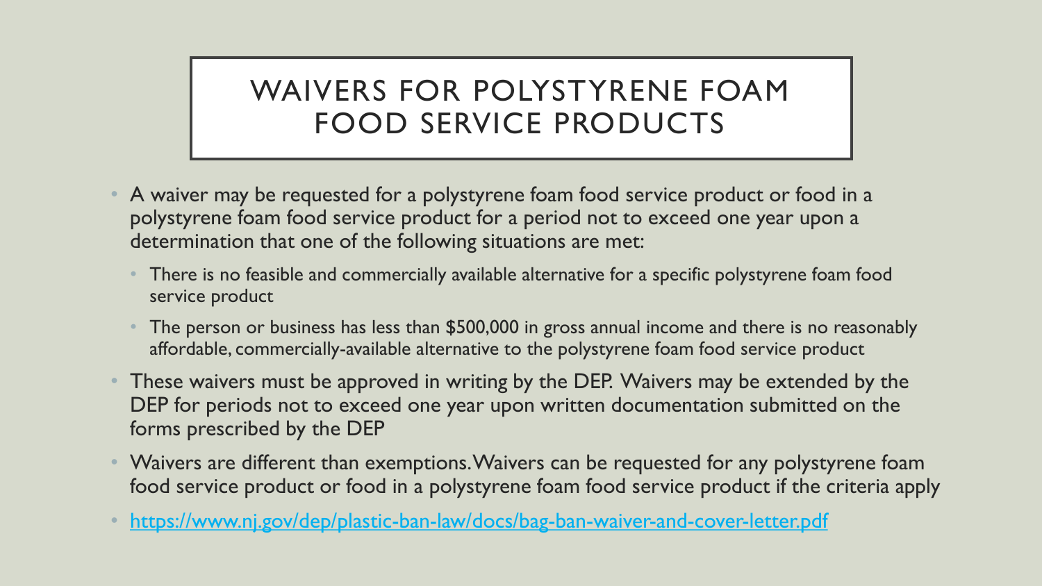# WAIVERS FOR POLYSTYRENE FOAM FOOD SERVICE PRODUCTS

- A waiver may be requested for a polystyrene foam food service product or food in a polystyrene foam food service product for a period not to exceed one year upon a determination that one of the following situations are met:
  - There is no feasible and commercially available alternative for a specific polystyrene foam food service product
  - The person or business has less than $500,000 in gross annual income and there is no reasonably affordable, commercially-available alternative to the polystyrene foam food service product
- These waivers must be approved in writing by the DEP. Waivers may be extended by the DEP for periods not to exceed one year upon written documentation submitted on the forms prescribed by the DEP
- Waivers are different than exemptions. Waivers can be requested for any polystyrene foam food service product or food in a polystyrene foam food service product if the criteria apply
- https://www.nj.gov/dep/plastic-ban-law/docs/bag-ban-waiver-and-cover-letter.pdf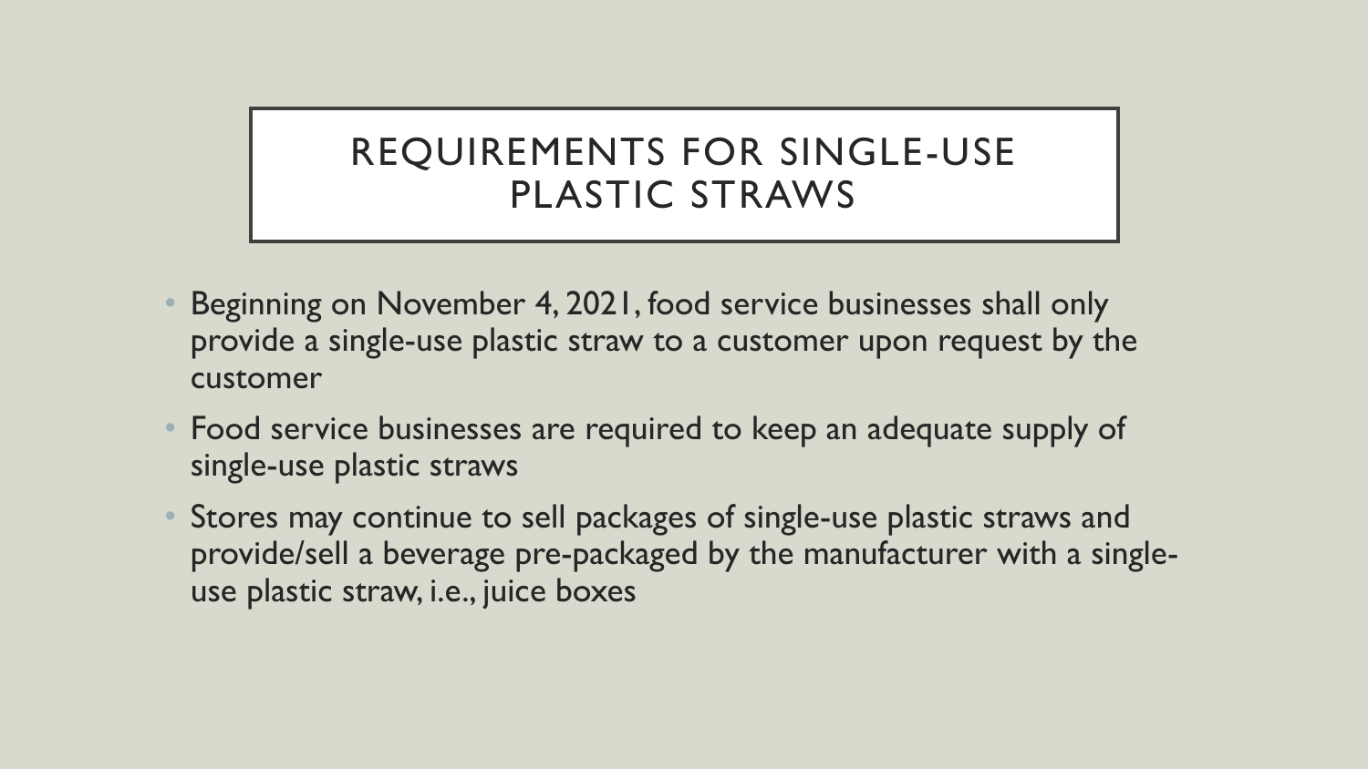# REQUIREMENTS FOR SINGLE-USE PLASTIC STRAWS

- Beginning on November 4, 2021, food service businesses shall only provide a single-use plastic straw to a customer upon request by the customer
- Food service businesses are required to keep an adequate supply of single-use plastic straws
- Stores may continue to sell packages of single-use plastic straws and provide/sell a beverage pre-packaged by the manufacturer with a single-use plastic straw, i.e., juice boxes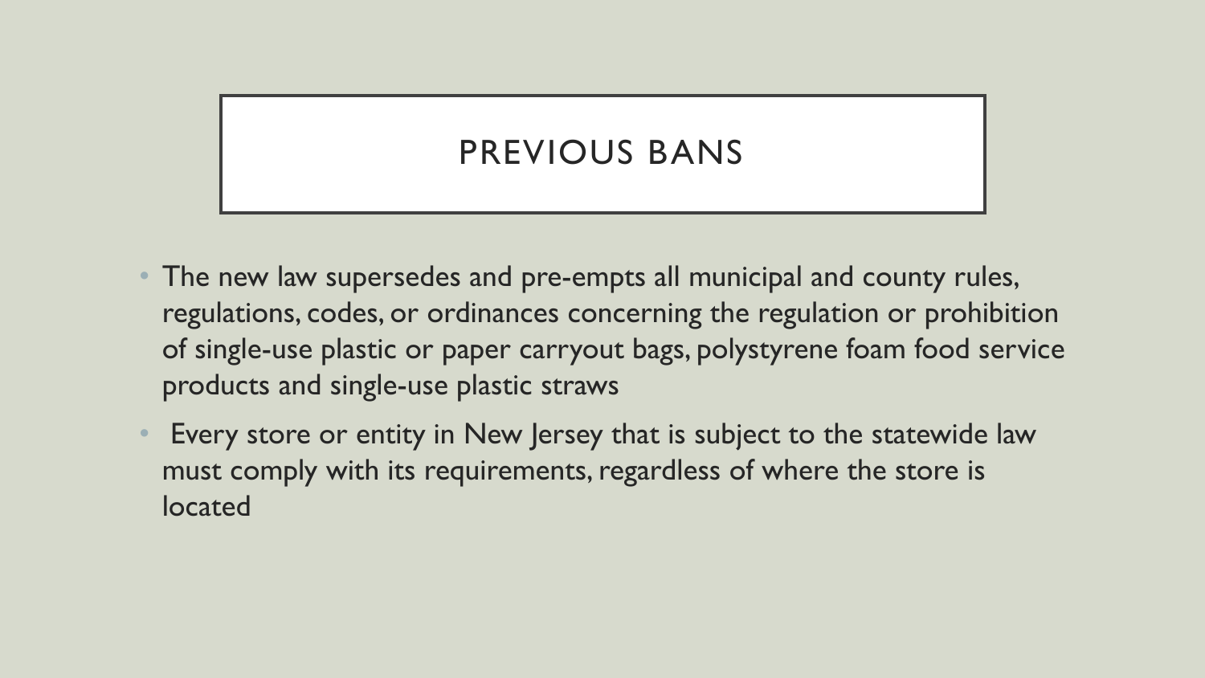# PREVIOUS BANS

- The new law supersedes and pre-empts all municipal and county rules, regulations, codes, or ordinances concerning the regulation or prohibition of single-use plastic or paper carryout bags, polystyrene foam food service products and single-use plastic straws
- Every store or entity in New Jersey that is subject to the statewide law must comply with its requirements, regardless of where the store is located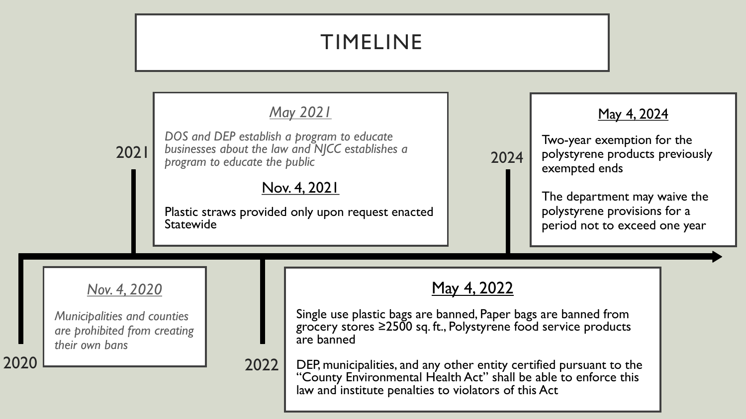# TIMELINE

## 2020

### *Nov. 4, 2020*

*Municipalities and counties are prohibited from creating their own bans*

## 2021

### *May 2021*

*DOS and DEP establish a program to educate businesses about the law and NJCC establishes a program to educate the public*

### Nov. 4, 2021

Plastic straws provided only upon request enacted Statewide

## 2022

### May 4, 2022

Single use plastic bags are banned, Paper bags are banned from grocery stores ≥2500 sq. ft., Polystyrene food service products are banned

DEP, municipalities, and any other entity certified pursuant to the "County Environmental Health Act" shall be able to enforce this law and institute penalties to violators of this Act

## 2024

### May 4, 2024

Two-year exemption for the polystyrene products previously exempted ends

The department may waive the polystyrene provisions for a period not to exceed one year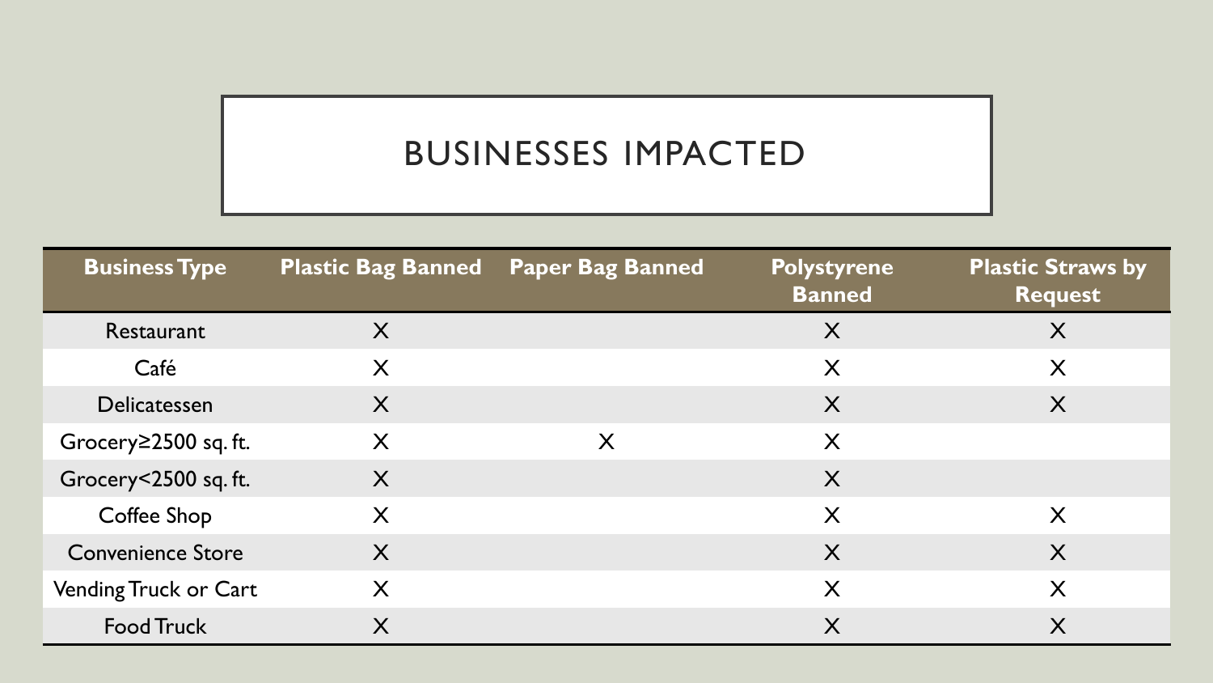# BUSINESSES IMPACTED

| Business Type | Plastic Bag Banned | Paper Bag Banned | Polystyrene Banned | Plastic Straws by Request |
|---|---|---|---|---|
| Restaurant | X | | X | X |
| Café | X | | X | X |
| Delicatessen | X | | X | X |
| Grocery≥2500 sq. ft. | X | X | X | |
| Grocery<2500 sq. ft. | X | | X | |
| Coffee Shop | X | | X | X |
| Convenience Store | X | | X | X |
| Vending Truck or Cart | X | | X | X |
| Food Truck | X | | X | X |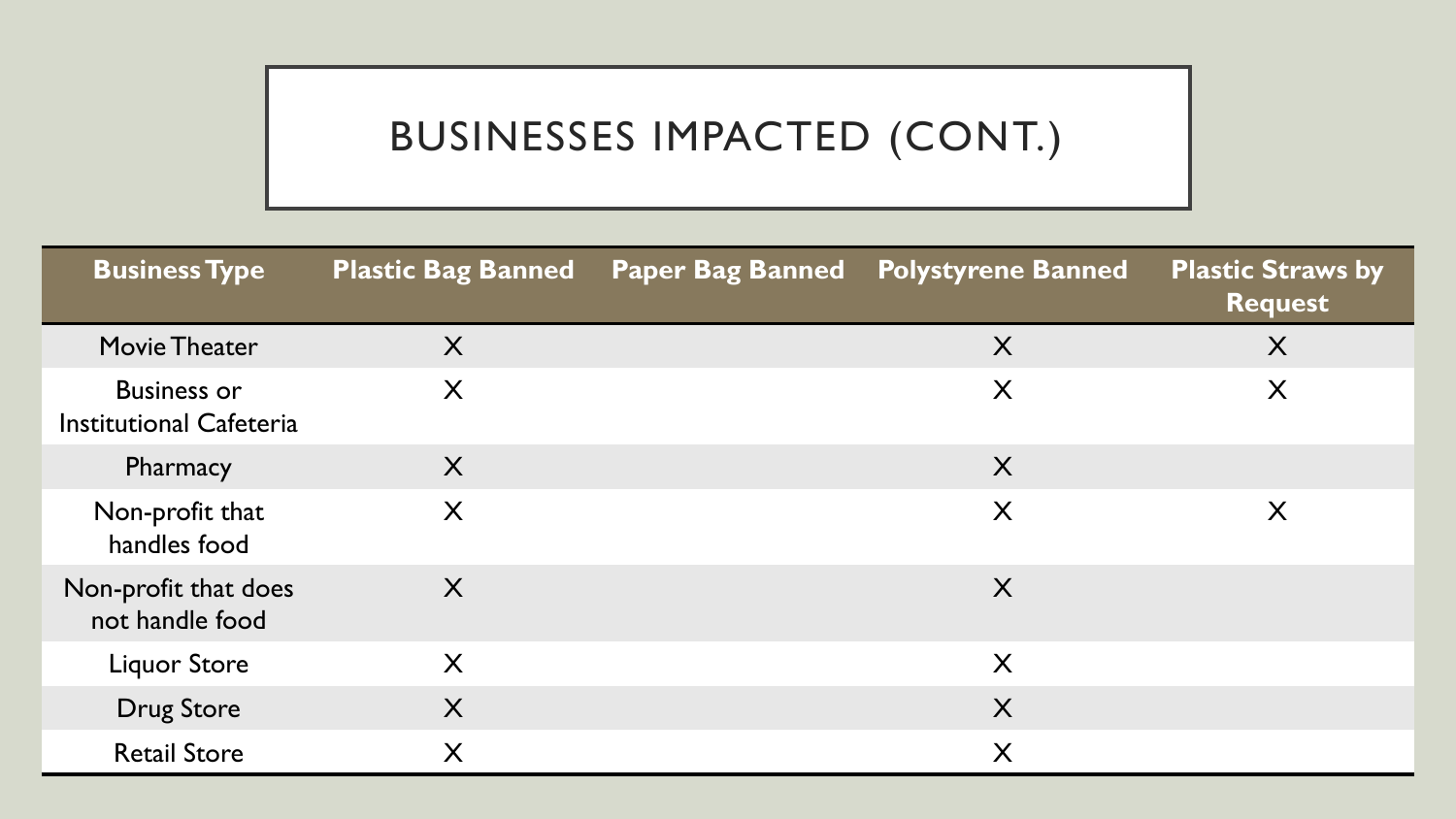# BUSINESSES IMPACTED (CONT.)

| Business Type | Plastic Bag Banned | Paper Bag Banned | Polystyrene Banned | Plastic Straws by Request |
|---|---|---|---|---|
| Movie Theater | X | | X | X |
| Business or Institutional Cafeteria | X | | X | X |
| Pharmacy | X | | X | |
| Non-profit that handles food | X | | X | X |
| Non-profit that does not handle food | X | | X | |
| Liquor Store | X | | X | |
| Drug Store | X | | X | |
| Retail Store | X | | X | |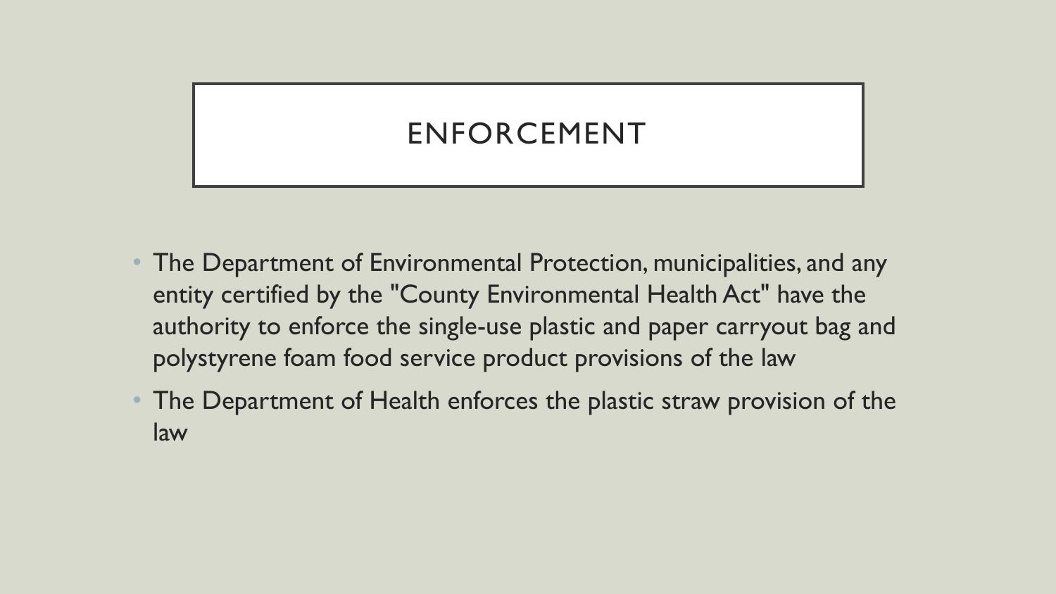# ENFORCEMENT

- The Department of Environmental Protection, municipalities, and any entity certified by the "County Environmental Health Act" have the authority to enforce the single-use plastic and paper carryout bag and polystyrene foam food service product provisions of the law
- The Department of Health enforces the plastic straw provision of the law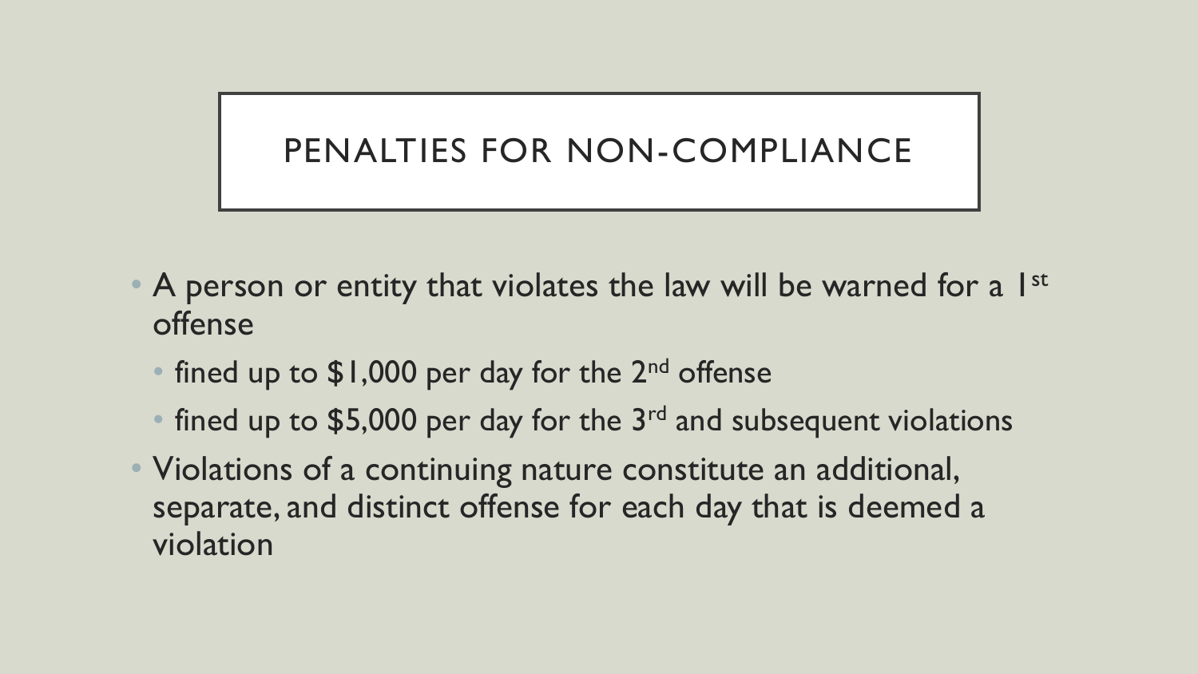# PENALTIES FOR NON-COMPLIANCE

- A person or entity that violates the law will be warned for a 1st offense
  - fined up to $1,000 per day for the 2nd offense
  - fined up to $5,000 per day for the 3rd and subsequent violations
- Violations of a continuing nature constitute an additional, separate, and distinct offense for each day that is deemed a violation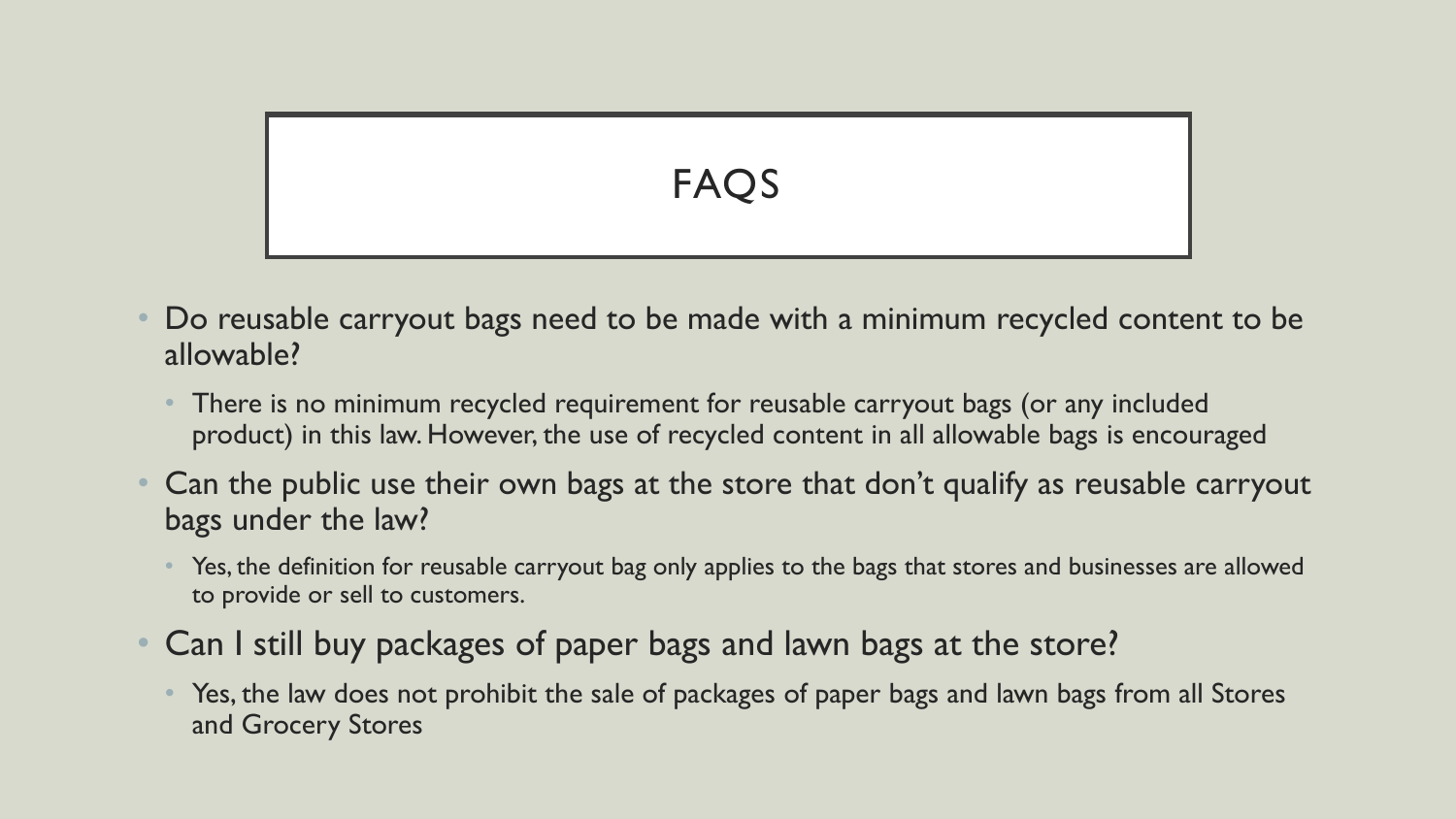# FAQS

- Do reusable carryout bags need to be made with a minimum recycled content to be allowable?
  - There is no minimum recycled requirement for reusable carryout bags (or any included product) in this law. However, the use of recycled content in all allowable bags is encouraged
- Can the public use their own bags at the store that don't qualify as reusable carryout bags under the law?
  - Yes, the definition for reusable carryout bag only applies to the bags that stores and businesses are allowed to provide or sell to customers.
- Can I still buy packages of paper bags and lawn bags at the store?
  - Yes, the law does not prohibit the sale of packages of paper bags and lawn bags from all Stores and Grocery Stores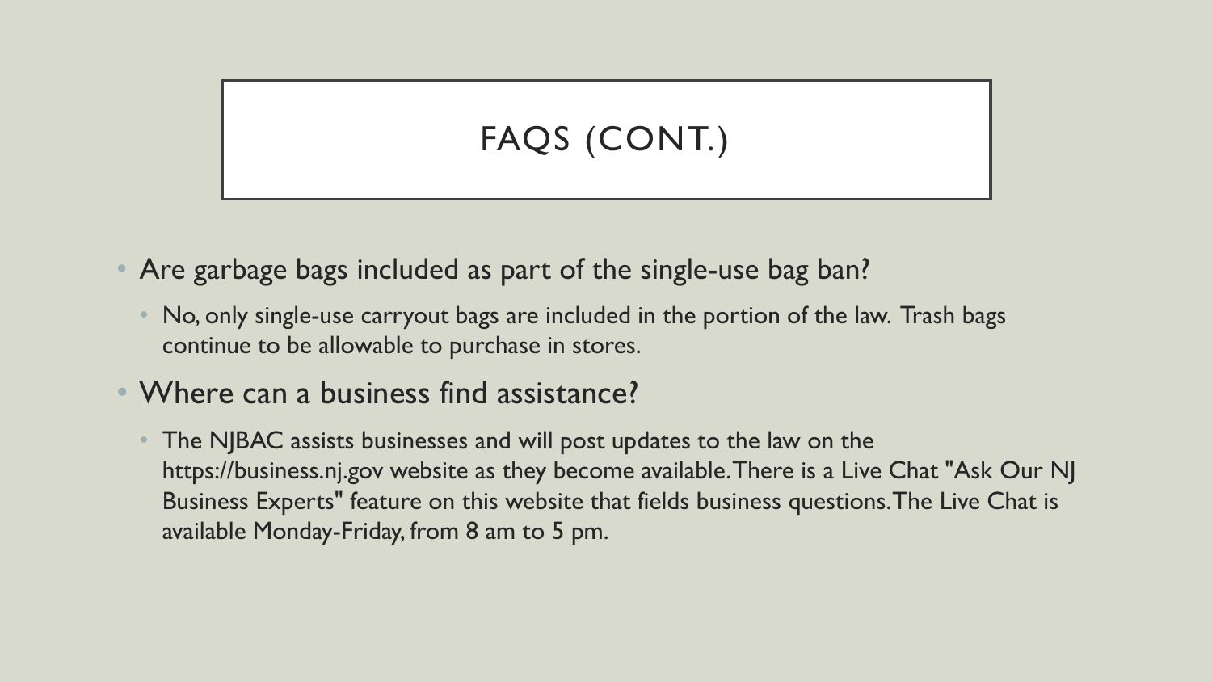# FAQS (CONT.)

- Are garbage bags included as part of the single-use bag ban?
  - No, only single-use carryout bags are included in the portion of the law. Trash bags continue to be allowable to purchase in stores.
- Where can a business find assistance?
  - The NJBAC assists businesses and will post updates to the law on the https://business.nj.gov website as they become available. There is a Live Chat "Ask Our NJ Business Experts" feature on this website that fields business questions. The Live Chat is available Monday-Friday, from 8 am to 5 pm.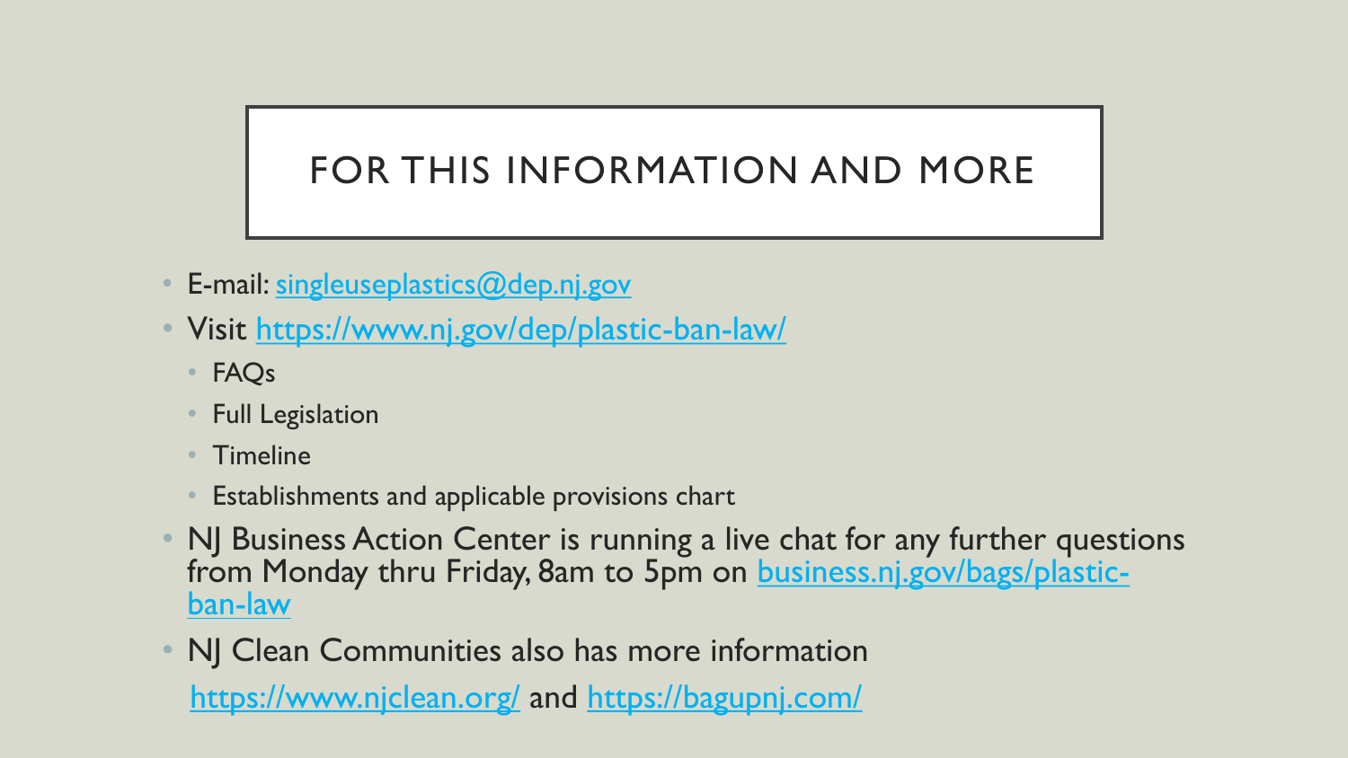# FOR THIS INFORMATION AND MORE

- E-mail: singleuseplastics@dep.nj.gov
- Visit https://www.nj.gov/dep/plastic-ban-law/
  - FAQs
  - Full Legislation
  - Timeline
  - Establishments and applicable provisions chart
- NJ Business Action Center is running a live chat for any further questions from Monday thru Friday, 8am to 5pm on business.nj.gov/bags/plastic-ban-law
- NJ Clean Communities also has more information

  https://www.njclean.org/ and https://bagupnj.com/